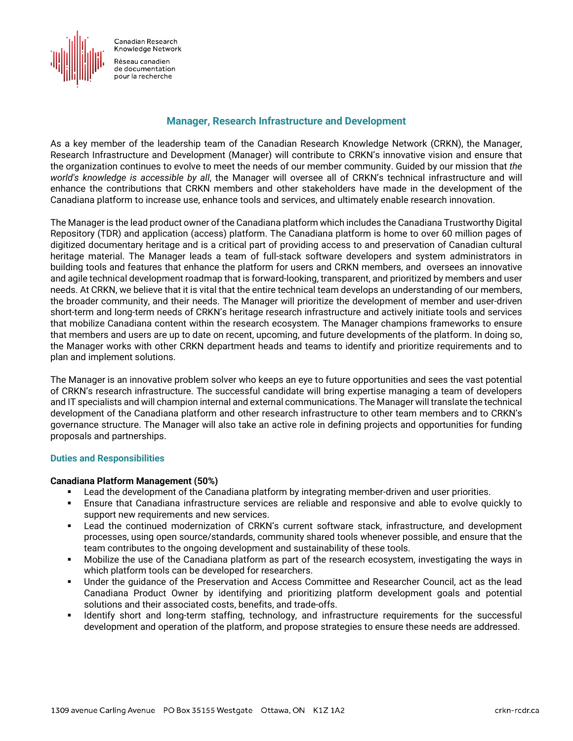Canadian Research Knowledge Network

Réseau canadien de documentation pour la recherche

## Manager, Research Infrastructure and Development

As a key member of the leadership team of the Canadian Research Knowledge Network (CRKN), the Manager, Research Infrastructure and Development (Manager) will contribute to CRKN's innovative vision and ensure that the organization continues to evolve to meet the needs of our member community. Guided by our mission that *the world's knowledge is accessible by all*, the Manager will oversee all of CRKN's technical infrastructure and will enhance the contributions that CRKN members and other stakeholders have made in the development of the Canadiana platform to increase use, enhance tools and services, and ultimately enable research innovation.

The Manager is the lead product owner of the Canadiana platform which includes the Canadiana Trustworthy Digital Repository (TDR) and application (access) platform. The Canadiana platform is home to over 60 million pages of digitized documentary heritage and is a critical part of providing access to and preservation of Canadian cultural heritage material. The Manager leads a team of full-stack software developers and system administrators in building tools and features that enhance the platform for users and CRKN members, and oversees an innovative and agile technical development roadmap that is forward-looking, transparent, and prioritized by members and user needs. At CRKN, we believe that it is vital that the entire technical team develops an understanding of our members, the broader community, and their needs. The Manager will prioritize the development of member and user-driven short-term and long-term needs of CRKN's heritage research infrastructure and actively initiate tools and services that mobilize Canadiana content within the research ecosystem. The Manager champions frameworks to ensure that members and users are up to date on recent, upcoming, and future developments of the platform. In doing so, the Manager works with other CRKN department heads and teams to identify and prioritize requirements and to plan and implement solutions.

The Manager is an innovative problem solver who keeps an eye to future opportunities and sees the vast potential of CRKN's research infrastructure. The successful candidate will bring expertise managing a team of developers and IT specialists and will champion internal and external communications. The Manager will translate the technical development of the Canadiana platform and other research infrastructure to other team members and to CRKN's governance structure. The Manager will also take an active role in defining projects and opportunities for funding proposals and partnerships.

### Duties and Responsibilities

**Canadiana Platform Management (50%)**

- Lead the development of the Canadiana platform by integrating member-driven and user priorities.
- Ensure that Canadiana infrastructure services are reliable and responsive and able to evolve quickly to support new requirements and new services.
- Lead the continued modernization of CRKN's current software stack, infrastructure, and development processes, using open source/standards, community shared tools whenever possible, and ensure that the team contributes to the ongoing development and sustainability of these tools.
- Mobilize the use of the Canadiana platform as part of the research ecosystem, investigating the ways in which platform tools can be developed for researchers.
- Under the guidance of the Preservation and Access Committee and Researcher Council, act as the lead Canadiana Product Owner by identifying and prioritizing platform development goals and potential solutions and their associated costs, benefits, and trade-offs.
- Identify short and long-term staffing, technology, and infrastructure requirements for the successful development and operation of the platform, and propose strategies to ensure these needs are addressed.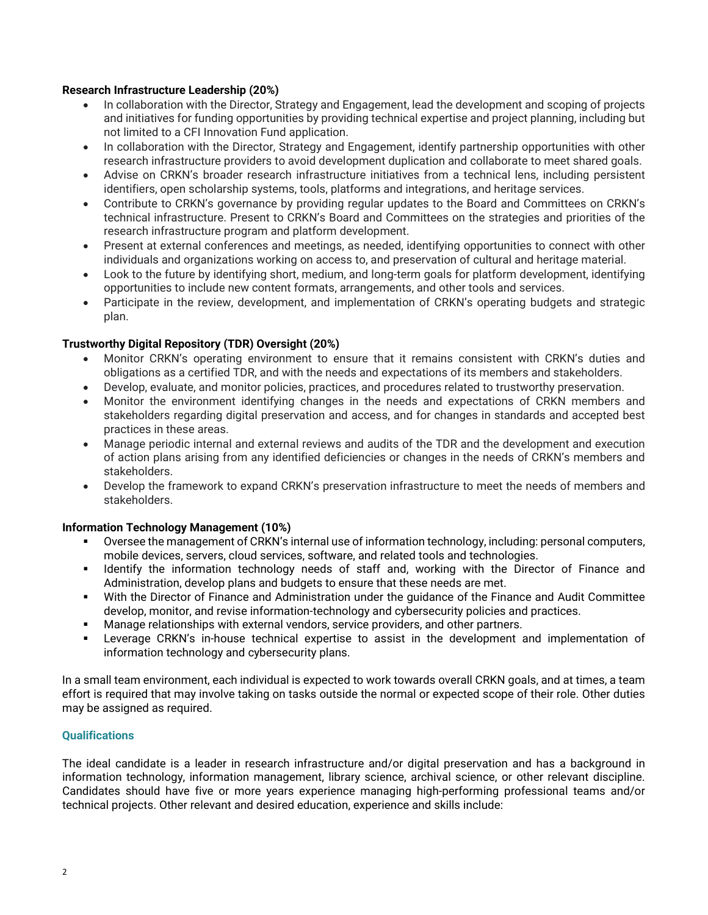**Research Infrastructure Leadership (20%)**

- In collaboration with the Director, Strategy and Engagement, lead the development and scoping of projects and initiatives for funding opportunities by providing technical expertise and project planning, including but not limited to a CFI Innovation Fund application.
- In collaboration with the Director, Strategy and Engagement, identify partnership opportunities with other research infrastructure providers to avoid development duplication and collaborate to meet shared goals.
- Advise on CRKN's broader research infrastructure initiatives from a technical lens, including persistent identifiers, open scholarship systems, tools, platforms and integrations, and heritage services.
- Contribute to CRKN's governance by providing regular updates to the Board and Committees on CRKN's technical infrastructure. Present to CRKN's Board and Committees on the strategies and priorities of the research infrastructure program and platform development.
- Present at external conferences and meetings, as needed, identifying opportunities to connect with other individuals and organizations working on access to, and preservation of cultural and heritage material.
- Look to the future by identifying short, medium, and long-term goals for platform development, identifying opportunities to include new content formats, arrangements, and other tools and services.
- Participate in the review, development, and implementation of CRKN's operating budgets and strategic plan.

**Trustworthy Digital Repository (TDR) Oversight (20%)**

- Monitor CRKN's operating environment to ensure that it remains consistent with CRKN's duties and obligations as a certified TDR, and with the needs and expectations of its members and stakeholders.
- Develop, evaluate, and monitor policies, practices, and procedures related to trustworthy preservation.
- Monitor the environment identifying changes in the needs and expectations of CRKN members and stakeholders regarding digital preservation and access, and for changes in standards and accepted best practices in these areas.
- Manage periodic internal and external reviews and audits of the TDR and the development and execution of action plans arising from any identified deficiencies or changes in the needs of CRKN's members and stakeholders.
- Develop the framework to expand CRKN's preservation infrastructure to meet the needs of members and stakeholders.

**Information Technology Management (10%)**

- Oversee the management of CRKN's internal use of information technology, including: personal computers, mobile devices, servers, cloud services, software, and related tools and technologies.
- Identify the information technology needs of staff and, working with the Director of Finance and Administration, develop plans and budgets to ensure that these needs are met.
- With the Director of Finance and Administration under the guidance of the Finance and Audit Committee develop, monitor, and revise information-technology and cybersecurity policies and practices.
- Manage relationships with external vendors, service providers, and other partners.
- Leverage CRKN's in-house technical expertise to assist in the development and implementation of information technology and cybersecurity plans.

In a small team environment, each individual is expected to work towards overall CRKN goals, and at times, a team effort is required that may involve taking on tasks outside the normal or expected scope of their role. Other duties may be assigned as required.

## Qualifications

The ideal candidate is a leader in research infrastructure and/or digital preservation and has a background in information technology, information management, library science, archival science, or other relevant discipline. Candidates should have five or more years experience managing high-performing professional teams and/or technical projects. Other relevant and desired education, experience and skills include: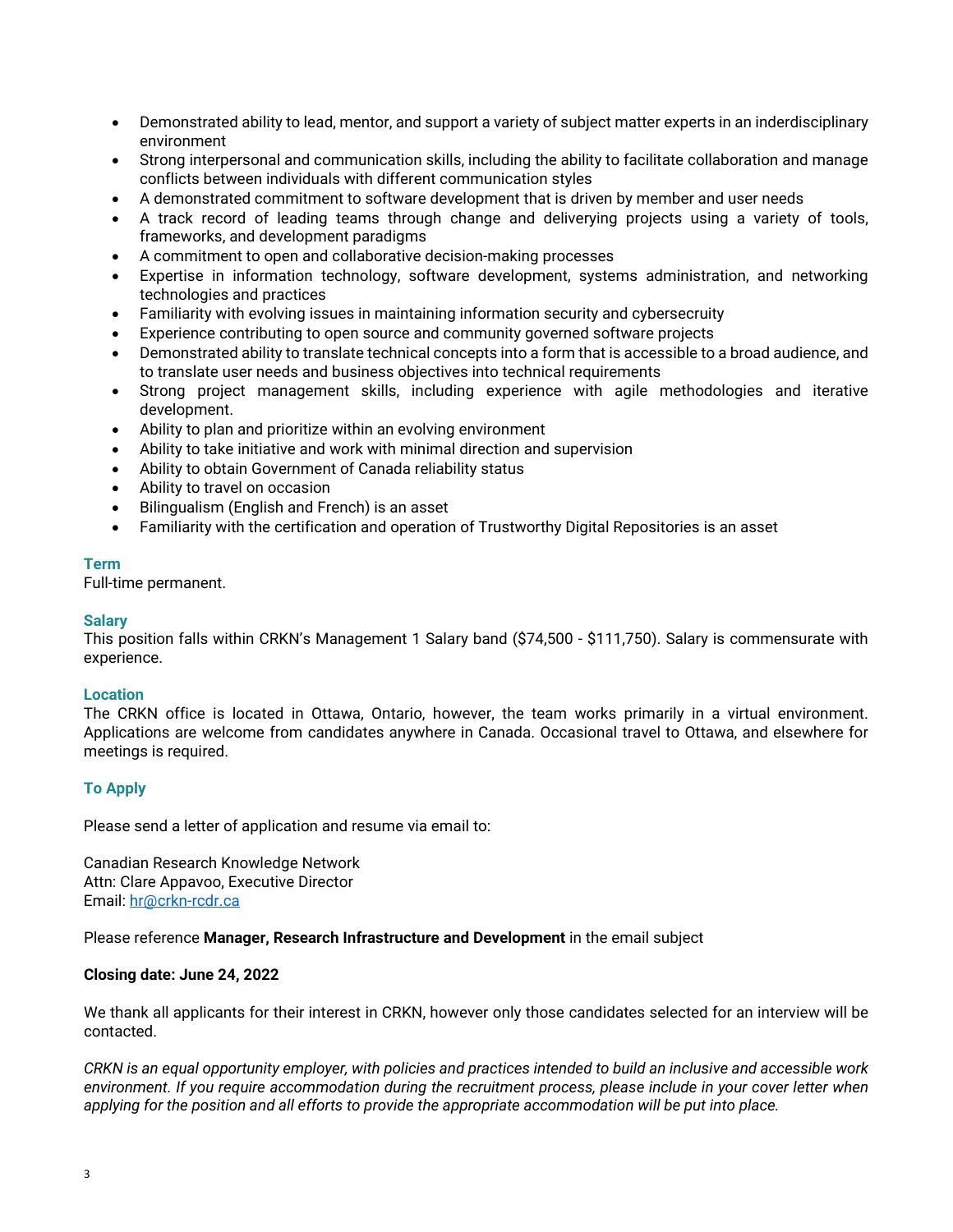- Demonstrated ability to lead, mentor, and support a variety of subject matter experts in an inderdisciplinary environment
- Strong interpersonal and communication skills, including the ability to facilitate collaboration and manage conflicts between individuals with different communication styles
- A demonstrated commitment to software development that is driven by member and user needs
- A track record of leading teams through change and delivering projects using a variety of tools, frameworks, and development paradigms
- A commitment to open and collaborative decision-making processes
- Expertise in information technology, software development, systems administration, and networking technologies and practices
- Familiarity with evolving issues in maintaining information security and cybersecruity
- Experience contributing to open source and community governed software projects
- Demonstrated ability to translate technical concepts into a form that is accessible to a broad audience, and to translate user needs and business objectives into technical requirements
- Strong project management skills, including experience with agile methodologies and iterative development.
- Ability to plan and prioritize within an evolving environment
- Ability to take initiative and work with minimal direction and supervision
- Ability to obtain Government of Canada reliability status
- Ability to travel on occasion
- Bilingualism (English and French) is an asset
- Familiarity with the certification and operation of Trustworthy Digital Repositories is an asset

### Term

Full-time permanent.

### Salary

This position falls within CRKN's Management 1 Salary band ($74,500 - $111,750). Salary is commensurate with experience.

### Location

The CRKN office is located in Ottawa, Ontario, however, the team works primarily in a virtual environment. Applications are welcome from candidates anywhere in Canada. Occasional travel to Ottawa, and elsewhere for meetings is required.

### To Apply

Please send a letter of application and resume via email to:

Canadian Research Knowledge Network
Attn: Clare Appavoo, Executive Director
Email: hr@crkn-rcdr.ca

Please reference **Manager, Research Infrastructure and Development** in the email subject

**Closing date: June 24, 2022**

We thank all applicants for their interest in CRKN, however only those candidates selected for an interview will be contacted.

*CRKN is an equal opportunity employer, with policies and practices intended to build an inclusive and accessible work environment. If you require accommodation during the recruitment process, please include in your cover letter when applying for the position and all efforts to provide the appropriate accommodation will be put into place.*